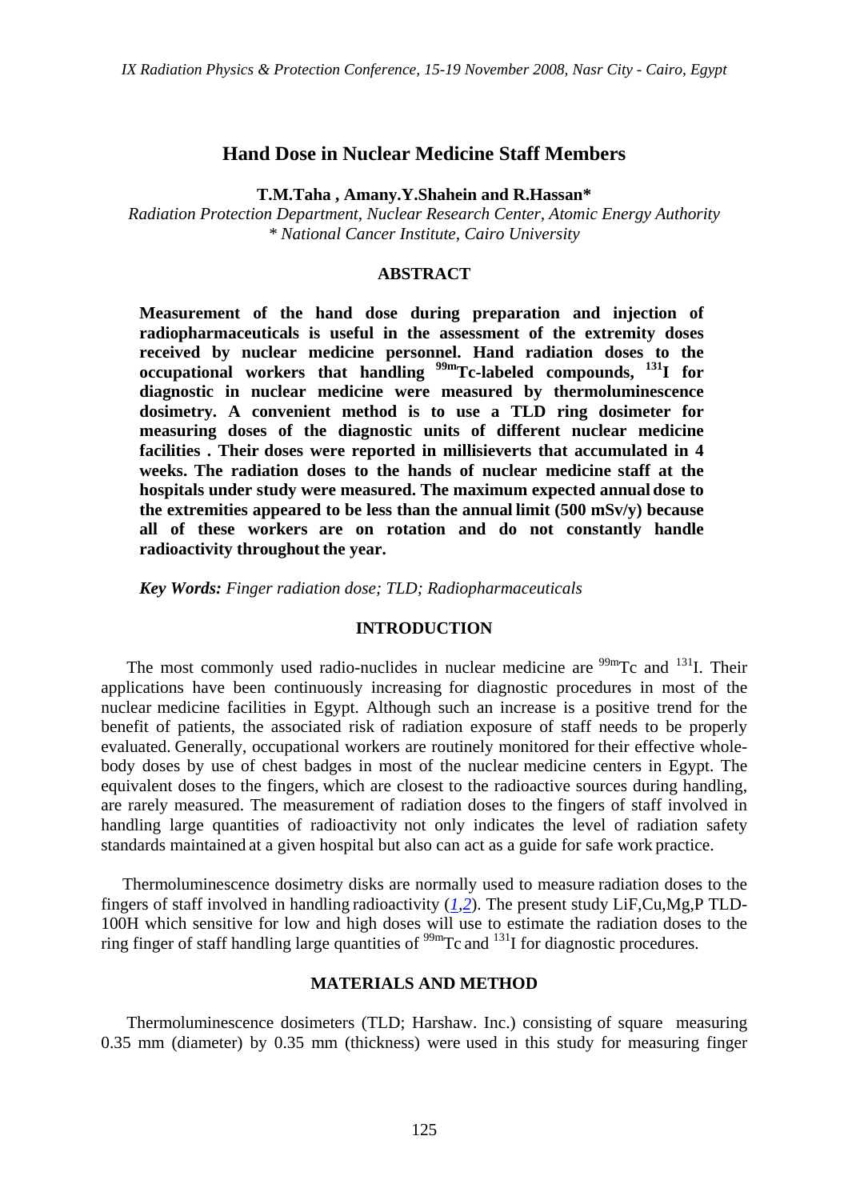# Hand Dose in Nuclear Medicine Staff Members

**T.M.Taha , Amany.Y.Shahein and R.Hassan***

*Radiation Protection Department, Nuclear Research Center, Atomic Energy Authority*
*\* National Cancer Institute, Cairo University*

## ABSTRACT

**Measurement of the hand dose during preparation and injection of radiopharmaceuticals is useful in the assessment of the extremity doses received by nuclear medicine personnel. Hand radiation doses to the occupational workers that handling $^{99m}$Tc-labeled compounds, $^{131}$I for diagnostic in nuclear medicine were measured by thermoluminescence dosimetry. A convenient method is to use a TLD ring dosimeter for measuring doses of the diagnostic units of different nuclear medicine facilities . Their doses were reported in millisieverts that accumulated in 4 weeks. The radiation doses to the hands of nuclear medicine staff at the hospitals under study were measured. The maximum expected annual dose to the extremities appeared to be less than the annual limit (500 mSv/y) because all of these workers are on rotation and do not constantly handle radioactivity throughout the year.**

***Key Words:*** *Finger radiation dose; TLD; Radiopharmaceuticals*

## INTRODUCTION

The most commonly used radio-nuclides in nuclear medicine are $^{99m}$Tc and $^{131}$I. Their applications have been continuously increasing for diagnostic procedures in most of the nuclear medicine facilities in Egypt. Although such an increase is a positive trend for the benefit of patients, the associated risk of radiation exposure of staff needs to be properly evaluated. Generally, occupational workers are routinely monitored for their effective whole-body doses by use of chest badges in most of the nuclear medicine centers in Egypt. The equivalent doses to the fingers, which are closest to the radioactive sources during handling, are rarely measured. The measurement of radiation doses to the fingers of staff involved in handling large quantities of radioactivity not only indicates the level of radiation safety standards maintained at a given hospital but also can act as a guide for safe work practice.

Thermoluminescence dosimetry disks are normally used to measure radiation doses to the fingers of staff involved in handling radioactivity (*1*,*2*). The present study LiF,Cu,Mg,P TLD-100H which sensitive for low and high doses will use to estimate the radiation doses to the ring finger of staff handling large quantities of $^{99m}$Tc and $^{131}$I for diagnostic procedures.

## MATERIALS AND METHOD

Thermoluminescence dosimeters (TLD; Harshaw. Inc.) consisting of square measuring 0.35 mm (diameter) by 0.35 mm (thickness) were used in this study for measuring finger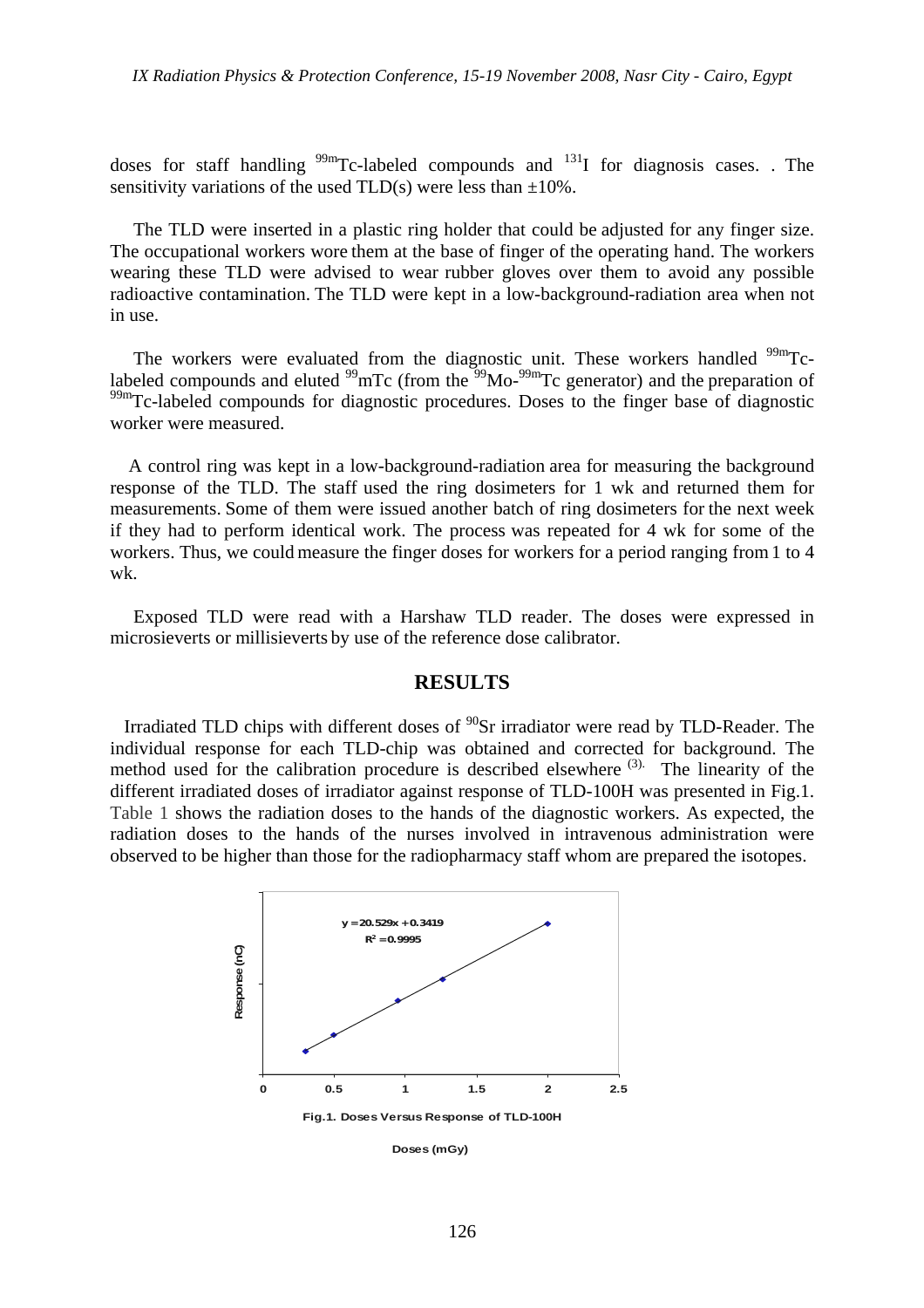doses for staff handling $^{99m}$Tc-labeled compounds and $^{131}$I for diagnosis cases. . The sensitivity variations of the used TLD(s) were less than ±10%.

The TLD were inserted in a plastic ring holder that could be adjusted for any finger size. The occupational workers wore them at the base of finger of the operating hand. The workers wearing these TLD were advised to wear rubber gloves over them to avoid any possible radioactive contamination. The TLD were kept in a low-background-radiation area when not in use.

The workers were evaluated from the diagnostic unit. These workers handled $^{99m}$Tc-labeled compounds and eluted $^{99}$mTc (from the $^{99}$Mo-$^{99m}$Tc generator) and the preparation of $^{99m}$Tc-labeled compounds for diagnostic procedures. Doses to the finger base of diagnostic worker were measured.

A control ring was kept in a low-background-radiation area for measuring the background response of the TLD. The staff used the ring dosimeters for 1 wk and returned them for measurements. Some of them were issued another batch of ring dosimeters for the next week if they had to perform identical work. The process was repeated for 4 wk for some of the workers. Thus, we could measure the finger doses for workers for a period ranging from 1 to 4 wk.

Exposed TLD were read with a Harshaw TLD reader. The doses were expressed in microsieverts or millisieverts by use of the reference dose calibrator.

## RESULTS

Irradiated TLD chips with different doses of $^{90}$Sr irradiator were read by TLD-Reader. The individual response for each TLD-chip was obtained and corrected for background. The method used for the calibration procedure is described elsewhere [3]. The linearity of the different irradiated doses of irradiator against response of TLD-100H was presented in Fig.1. Table 1 shows the radiation doses to the hands of the diagnostic workers. As expected, the radiation doses to the hands of the nurses involved in intravenous administration were observed to be higher than those for the radiopharmacy staff whom are prepared the isotopes.

$y = 20.529x + 0.3419$
$R^2 = 0.9995$

Response (nC)

Fig.1. Doses Versus Response of TLD-100H

Doses (mGy)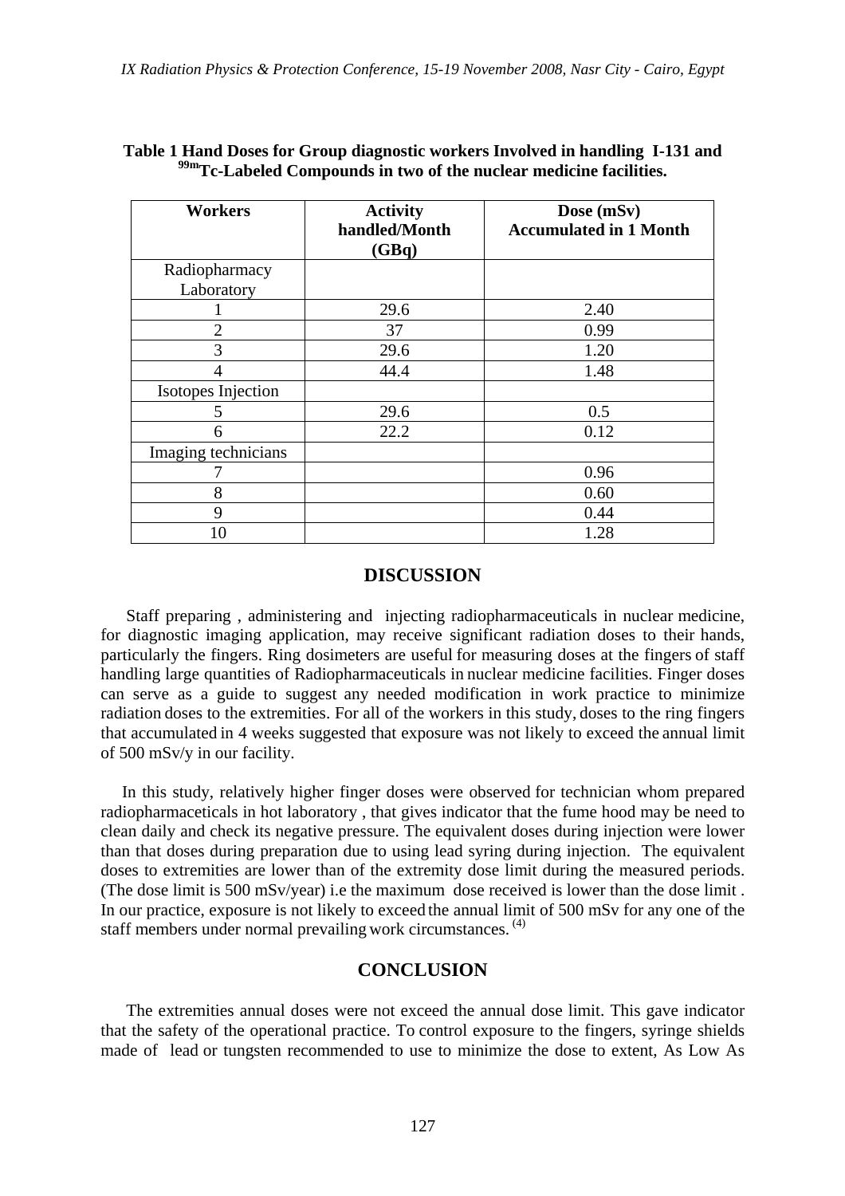**Table 1 Hand Doses for Group diagnostic workers Involved in handling I-131 and $^{99m}$Tc-Labeled Compounds in two of the nuclear medicine facilities.**

| Workers | Activity handled/Month (GBq) | Dose (mSv) Accumulated in 1 Month |
|---|---|---|
| Radiopharmacy Laboratory | | |
| 1 | 29.6 | 2.40 |
| 2 | 37 | 0.99 |
| 3 | 29.6 | 1.20 |
| 4 | 44.4 | 1.48 |
| Isotopes Injection | | |
| 5 | 29.6 | 0.5 |
| 6 | 22.2 | 0.12 |
| Imaging technicians | | |
| 7 | | 0.96 |
| 8 | | 0.60 |
| 9 | | 0.44 |
| 10 | | 1.28 |

## DISCUSSION

Staff preparing , administering and injecting radiopharmaceuticals in nuclear medicine, for diagnostic imaging application, may receive significant radiation doses to their hands, particularly the fingers. Ring dosimeters are useful for measuring doses at the fingers of staff handling large quantities of Radiopharmaceuticals in nuclear medicine facilities. Finger doses can serve as a guide to suggest any needed modification in work practice to minimize radiation doses to the extremities. For all of the workers in this study, doses to the ring fingers that accumulated in 4 weeks suggested that exposure was not likely to exceed the annual limit of 500 mSv/y in our facility.

In this study, relatively higher finger doses were observed for technician whom prepared radiopharmaceticals in hot laboratory , that gives indicator that the fume hood may be need to clean daily and check its negative pressure. The equivalent doses during injection were lower than that doses during preparation due to using lead syring during injection. The equivalent doses to extremities are lower than of the extremity dose limit during the measured periods. (The dose limit is 500 mSv/year) i.e the maximum dose received is lower than the dose limit . In our practice, exposure is not likely to exceed the annual limit of 500 mSv for any one of the staff members under normal prevailing work circumstances. [4]

## CONCLUSION

The extremities annual doses were not exceed the annual dose limit. This gave indicator that the safety of the operational practice. To control exposure to the fingers, syringe shields made of lead or tungsten recommended to use to minimize the dose to extent, As Low As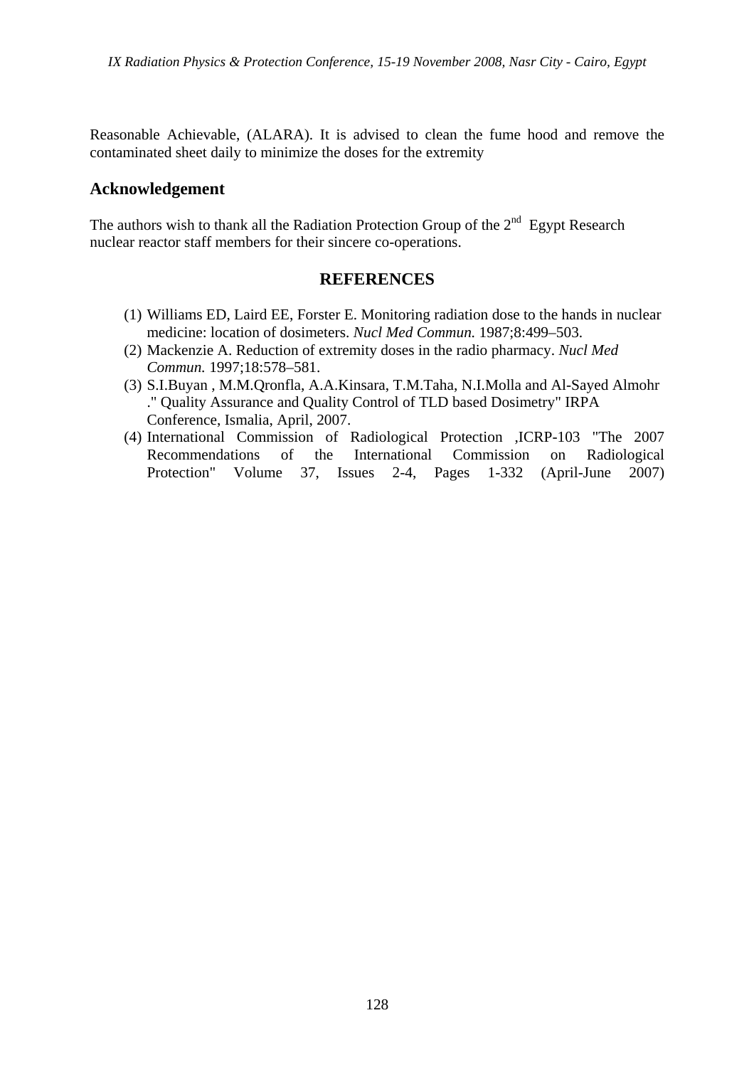Reasonable Achievable, (ALARA). It is advised to clean the fume hood and remove the contaminated sheet daily to minimize the doses for the extremity

## Acknowledgement

The authors wish to thank all the Radiation Protection Group of the 2nd Egypt Research nuclear reactor staff members for their sincere co-operations.

## REFERENCES

(1) Williams ED, Laird EE, Forster E. Monitoring radiation dose to the hands in nuclear medicine: location of dosimeters. *Nucl Med Commun.* 1987;8:499–503.

(2) Mackenzie A. Reduction of extremity doses in the radio pharmacy. *Nucl Med Commun.* 1997;18:578–581.

(3) S.I.Buyan , M.M.Qronfla, A.A.Kinsara, T.M.Taha, N.I.Molla and Al-Sayed Almohr ." Quality Assurance and Quality Control of TLD based Dosimetry" IRPA Conference, Ismalia, April, 2007.

(4) International Commission of Radiological Protection ,ICRP-103 "The 2007 Recommendations of the International Commission on Radiological Protection" Volume 37, Issues 2-4, Pages 1-332 (April-June 2007)